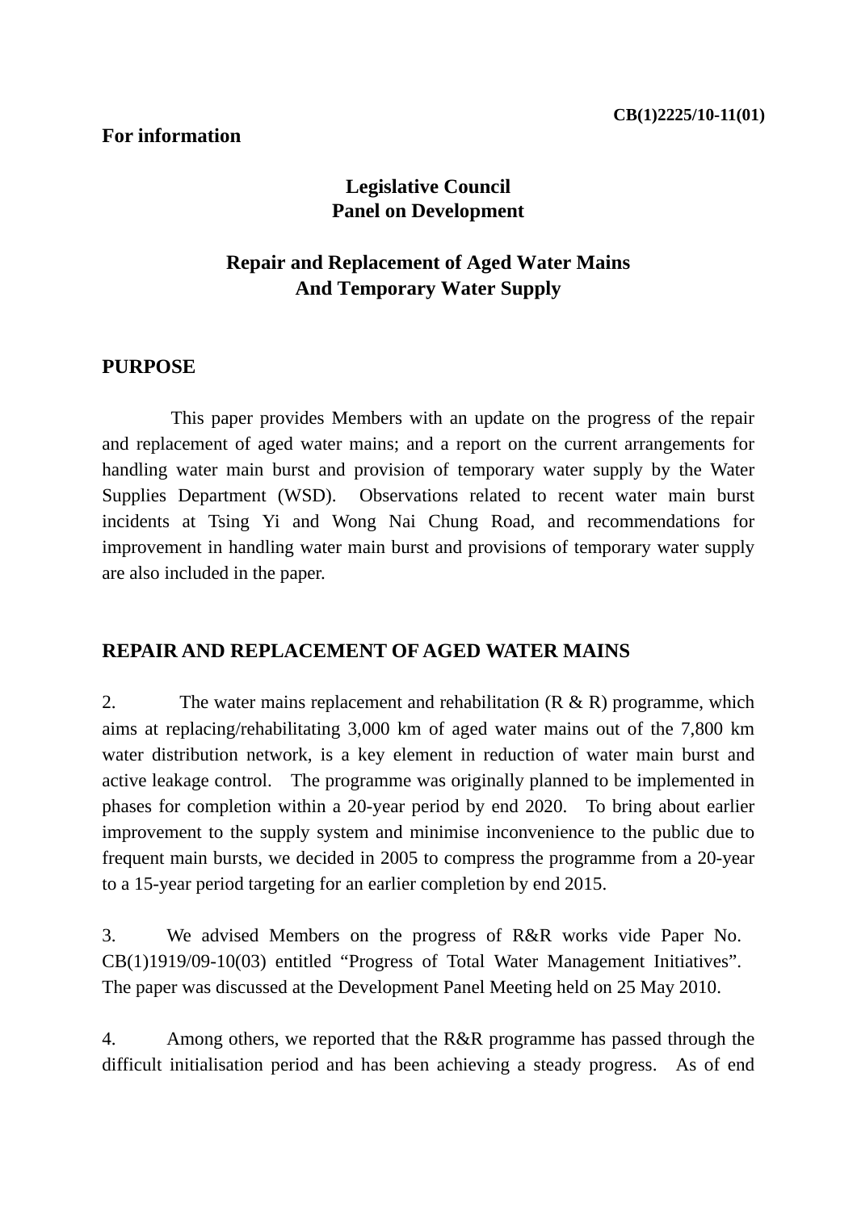CB(1)2225/10-11(01)

**For information**

# Legislative Council
# Panel on Development

## Repair and Replacement of Aged Water Mains And Temporary Water Supply

### PURPOSE

This paper provides Members with an update on the progress of the repair and replacement of aged water mains; and a report on the current arrangements for handling water main burst and provision of temporary water supply by the Water Supplies Department (WSD). Observations related to recent water main burst incidents at Tsing Yi and Wong Nai Chung Road, and recommendations for improvement in handling water main burst and provisions of temporary water supply are also included in the paper.

### REPAIR AND REPLACEMENT OF AGED WATER MAINS

2. The water mains replacement and rehabilitation (R & R) programme, which aims at replacing/rehabilitating 3,000 km of aged water mains out of the 7,800 km water distribution network, is a key element in reduction of water main burst and active leakage control. The programme was originally planned to be implemented in phases for completion within a 20-year period by end 2020. To bring about earlier improvement to the supply system and minimise inconvenience to the public due to frequent main bursts, we decided in 2005 to compress the programme from a 20-year to a 15-year period targeting for an earlier completion by end 2015.

3. We advised Members on the progress of R&R works vide Paper No. CB(1)1919/09-10(03) entitled "Progress of Total Water Management Initiatives". The paper was discussed at the Development Panel Meeting held on 25 May 2010.

4. Among others, we reported that the R&R programme has passed through the difficult initialisation period and has been achieving a steady progress. As of end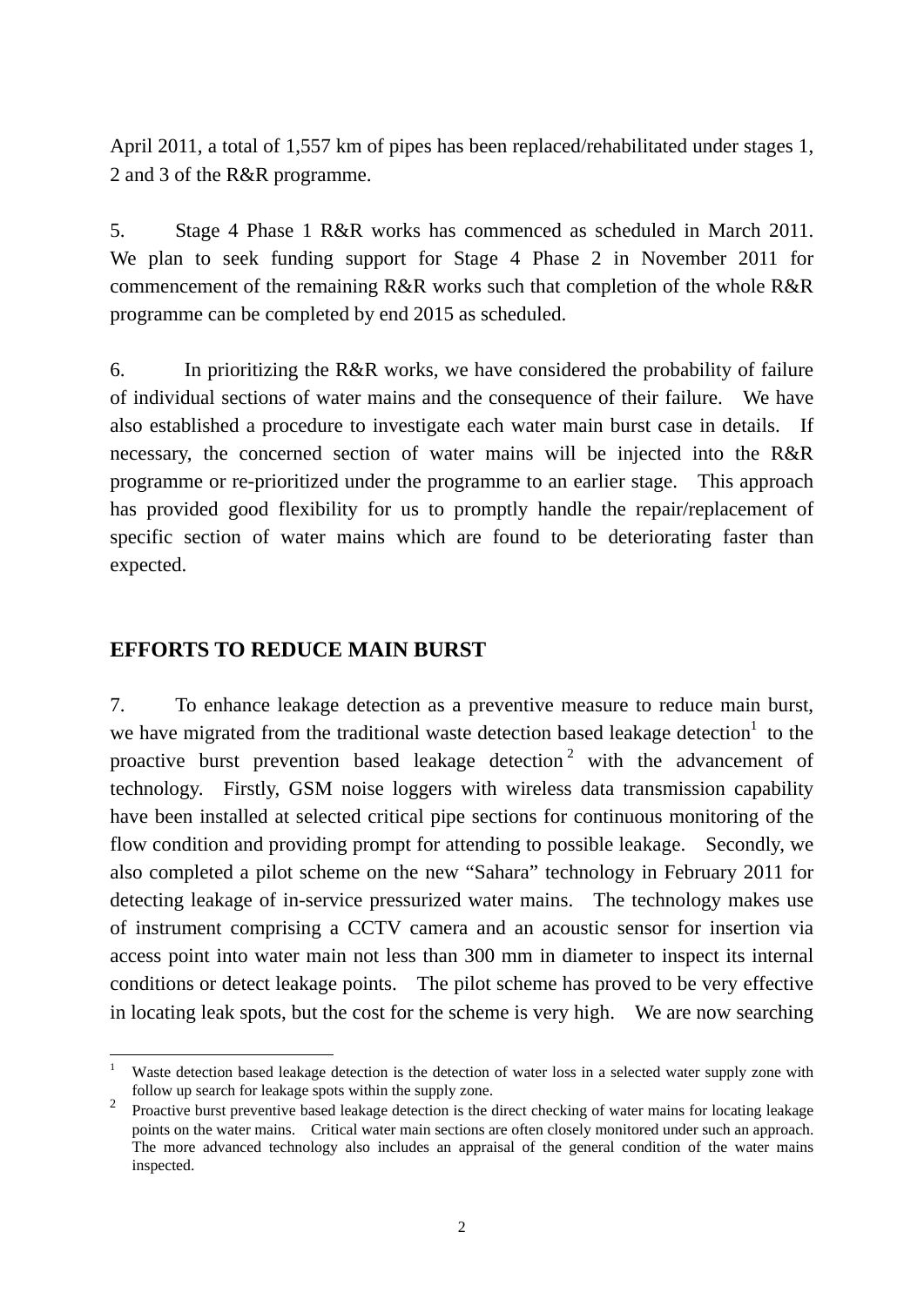April 2011, a total of 1,557 km of pipes has been replaced/rehabilitated under stages 1, 2 and 3 of the R&R programme.

5. Stage 4 Phase 1 R&R works has commenced as scheduled in March 2011. We plan to seek funding support for Stage 4 Phase 2 in November 2011 for commencement of the remaining R&R works such that completion of the whole R&R programme can be completed by end 2015 as scheduled.

6. In prioritizing the R&R works, we have considered the probability of failure of individual sections of water mains and the consequence of their failure. We have also established a procedure to investigate each water main burst case in details. If necessary, the concerned section of water mains will be injected into the R&R programme or re-prioritized under the programme to an earlier stage. This approach has provided good flexibility for us to promptly handle the repair/replacement of specific section of water mains which are found to be deteriorating faster than expected.

## EFFORTS TO REDUCE MAIN BURST

7. To enhance leakage detection as a preventive measure to reduce main burst, we have migrated from the traditional waste detection based leakage detection[1] to the proactive burst prevention based leakage detection[2] with the advancement of technology. Firstly, GSM noise loggers with wireless data transmission capability have been installed at selected critical pipe sections for continuous monitoring of the flow condition and providing prompt for attending to possible leakage. Secondly, we also completed a pilot scheme on the new “Sahara” technology in February 2011 for detecting leakage of in-service pressurized water mains. The technology makes use of instrument comprising a CCTV camera and an acoustic sensor for insertion via access point into water main not less than 300 mm in diameter to inspect its internal conditions or detect leakage points. The pilot scheme has proved to be very effective in locating leak spots, but the cost for the scheme is very high. We are now searching

---

[1] Waste detection based leakage detection is the detection of water loss in a selected water supply zone with follow up search for leakage spots within the supply zone.

[2] Proactive burst preventive based leakage detection is the direct checking of water mains for locating leakage points on the water mains. Critical water main sections are often closely monitored under such an approach. The more advanced technology also includes an appraisal of the general condition of the water mains inspected.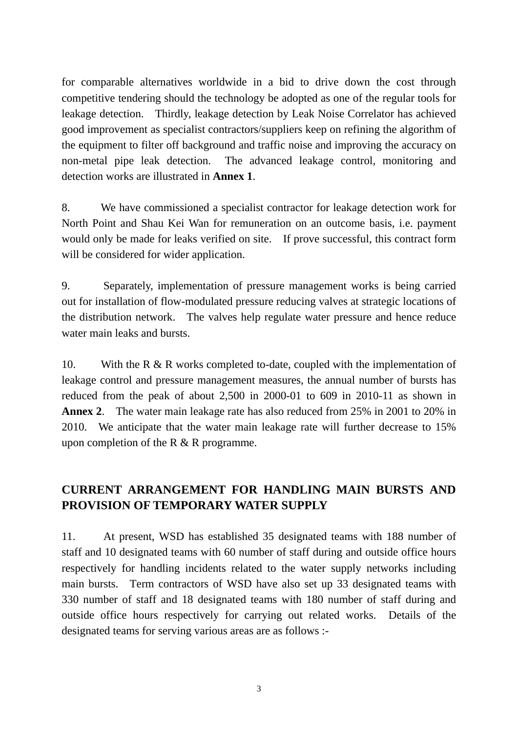for comparable alternatives worldwide in a bid to drive down the cost through competitive tendering should the technology be adopted as one of the regular tools for leakage detection. Thirdly, leakage detection by Leak Noise Correlator has achieved good improvement as specialist contractors/suppliers keep on refining the algorithm of the equipment to filter off background and traffic noise and improving the accuracy on non-metal pipe leak detection. The advanced leakage control, monitoring and detection works are illustrated in **Annex 1**.

8. We have commissioned a specialist contractor for leakage detection work for North Point and Shau Kei Wan for remuneration on an outcome basis, i.e. payment would only be made for leaks verified on site. If prove successful, this contract form will be considered for wider application.

9. Separately, implementation of pressure management works is being carried out for installation of flow-modulated pressure reducing valves at strategic locations of the distribution network. The valves help regulate water pressure and hence reduce water main leaks and bursts.

10. With the R & R works completed to-date, coupled with the implementation of leakage control and pressure management measures, the annual number of bursts has reduced from the peak of about 2,500 in 2000-01 to 609 in 2010-11 as shown in **Annex 2**. The water main leakage rate has also reduced from 25% in 2001 to 20% in 2010. We anticipate that the water main leakage rate will further decrease to 15% upon completion of the R & R programme.

## CURRENT ARRANGEMENT FOR HANDLING MAIN BURSTS AND PROVISION OF TEMPORARY WATER SUPPLY

11. At present, WSD has established 35 designated teams with 188 number of staff and 10 designated teams with 60 number of staff during and outside office hours respectively for handling incidents related to the water supply networks including main bursts. Term contractors of WSD have also set up 33 designated teams with 330 number of staff and 18 designated teams with 180 number of staff during and outside office hours respectively for carrying out related works. Details of the designated teams for serving various areas are as follows :-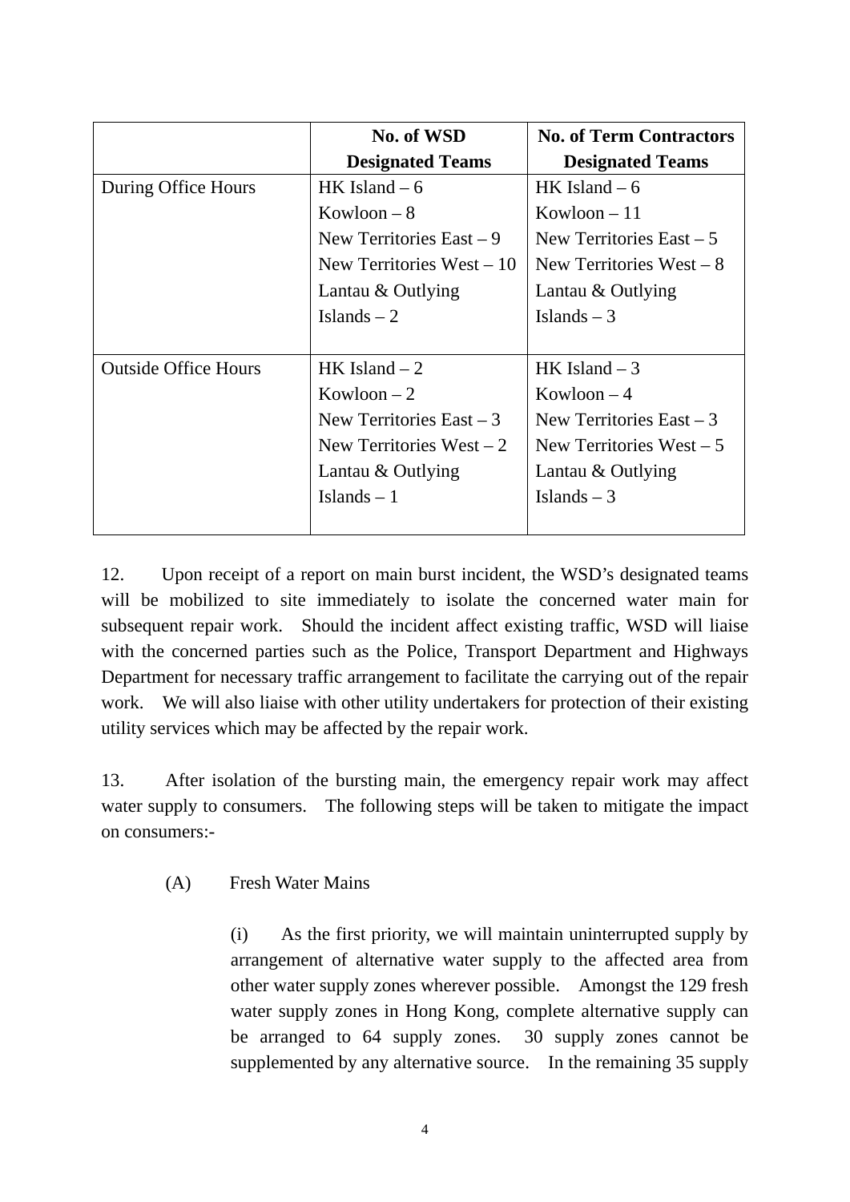| | No. of WSD Designated Teams | No. of Term Contractors Designated Teams |
|---|---|---|
| During Office Hours | HK Island – 6<br>Kowloon – 8<br>New Territories East – 9<br>New Territories West – 10<br>Lantau & Outlying Islands – 2 | HK Island – 6<br>Kowloon – 11<br>New Territories East – 5<br>New Territories West – 8<br>Lantau & Outlying Islands – 3 |
| Outside Office Hours | HK Island – 2<br>Kowloon – 2<br>New Territories East – 3<br>New Territories West – 2<br>Lantau & Outlying Islands – 1 | HK Island – 3<br>Kowloon – 4<br>New Territories East – 3<br>New Territories West – 5<br>Lantau & Outlying Islands – 3 |

12. Upon receipt of a report on main burst incident, the WSD's designated teams will be mobilized to site immediately to isolate the concerned water main for subsequent repair work. Should the incident affect existing traffic, WSD will liaise with the concerned parties such as the Police, Transport Department and Highways Department for necessary traffic arrangement to facilitate the carrying out of the repair work. We will also liaise with other utility undertakers for protection of their existing utility services which may be affected by the repair work.

13. After isolation of the bursting main, the emergency repair work may affect water supply to consumers. The following steps will be taken to mitigate the impact on consumers:-

(A) Fresh Water Mains

(i) As the first priority, we will maintain uninterrupted supply by arrangement of alternative water supply to the affected area from other water supply zones wherever possible. Amongst the 129 fresh water supply zones in Hong Kong, complete alternative supply can be arranged to 64 supply zones. 30 supply zones cannot be supplemented by any alternative source. In the remaining 35 supply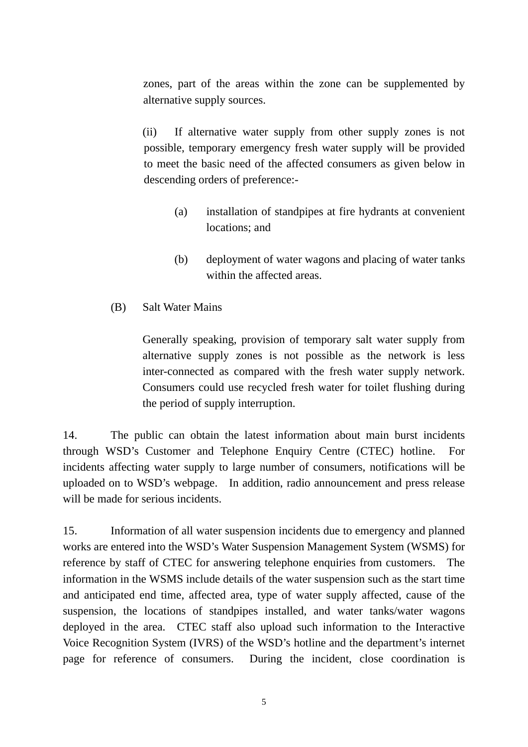zones, part of the areas within the zone can be supplemented by alternative supply sources.

(ii) If alternative water supply from other supply zones is not possible, temporary emergency fresh water supply will be provided to meet the basic need of the affected consumers as given below in descending orders of preference:-

(a) installation of standpipes at fire hydrants at convenient locations; and

(b) deployment of water wagons and placing of water tanks within the affected areas.

(B) Salt Water Mains

Generally speaking, provision of temporary salt water supply from alternative supply zones is not possible as the network is less inter-connected as compared with the fresh water supply network. Consumers could use recycled fresh water for toilet flushing during the period of supply interruption.

14. The public can obtain the latest information about main burst incidents through WSD's Customer and Telephone Enquiry Centre (CTEC) hotline. For incidents affecting water supply to large number of consumers, notifications will be uploaded on to WSD's webpage. In addition, radio announcement and press release will be made for serious incidents.

15. Information of all water suspension incidents due to emergency and planned works are entered into the WSD's Water Suspension Management System (WSMS) for reference by staff of CTEC for answering telephone enquiries from customers. The information in the WSMS include details of the water suspension such as the start time and anticipated end time, affected area, type of water supply affected, cause of the suspension, the locations of standpipes installed, and water tanks/water wagons deployed in the area. CTEC staff also upload such information to the Interactive Voice Recognition System (IVRS) of the WSD's hotline and the department's internet page for reference of consumers. During the incident, close coordination is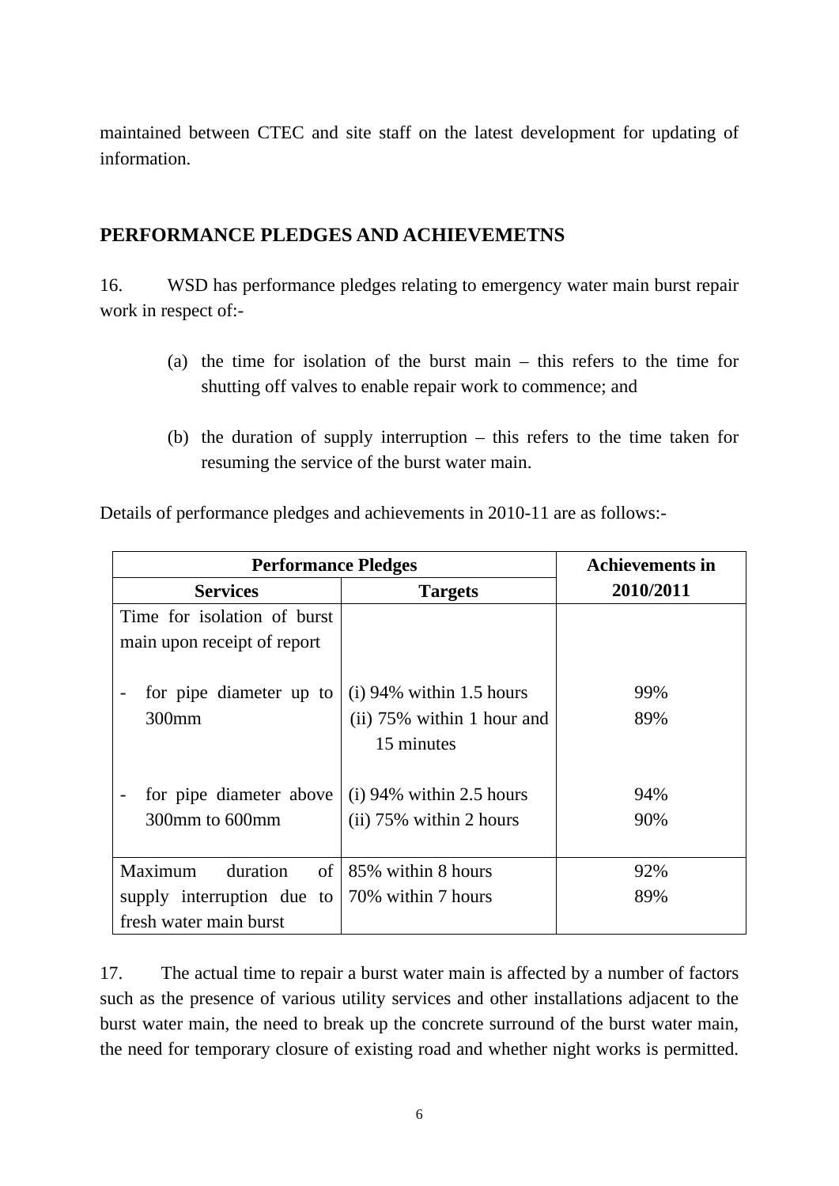maintained between CTEC and site staff on the latest development for updating of information.

## PERFORMANCE PLEDGES AND ACHIEVEMETNS

16. WSD has performance pledges relating to emergency water main burst repair work in respect of:-

(a) the time for isolation of the burst main – this refers to the time for shutting off valves to enable repair work to commence; and

(b) the duration of supply interruption – this refers to the time taken for resuming the service of the burst water main.

Details of performance pledges and achievements in 2010-11 are as follows:-

| **Performance Pledges** | | **Achievements in 2010/2011** |
|---|---|---|
| **Services** | **Targets** | |
| Time for isolation of burst main upon receipt of report | | |
| - for pipe diameter up to 300mm | (i) 94% within 1.5 hours<br>(ii) 75% within 1 hour and 15 minutes | 99%<br>89% |
| - for pipe diameter above 300mm to 600mm | (i) 94% within 2.5 hours<br>(ii) 75% within 2 hours | 94%<br>90% |
| Maximum duration of supply interruption due to fresh water main burst | 85% within 8 hours<br>70% within 7 hours | 92%<br>89% |

17. The actual time to repair a burst water main is affected by a number of factors such as the presence of various utility services and other installations adjacent to the burst water main, the need to break up the concrete surround of the burst water main, the need for temporary closure of existing road and whether night works is permitted.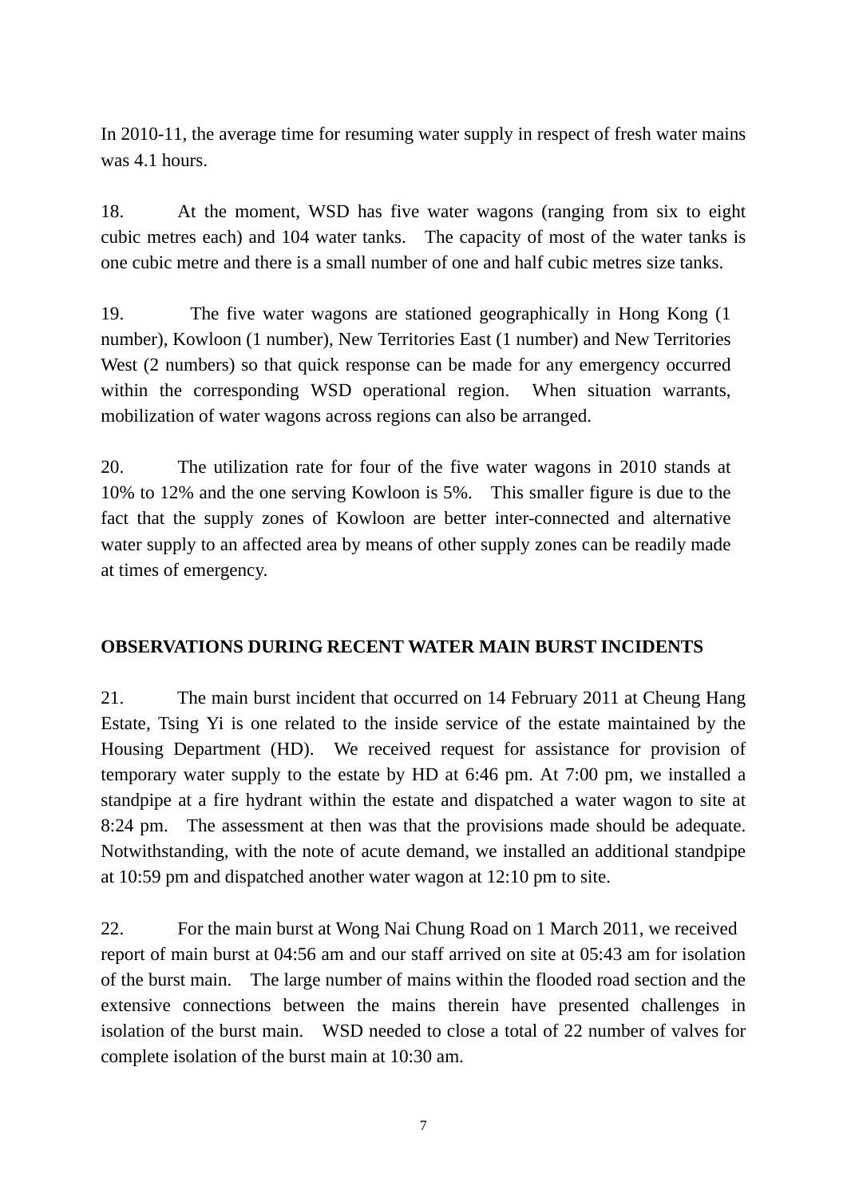In 2010-11, the average time for resuming water supply in respect of fresh water mains was 4.1 hours.

18. At the moment, WSD has five water wagons (ranging from six to eight cubic metres each) and 104 water tanks. The capacity of most of the water tanks is one cubic metre and there is a small number of one and half cubic metres size tanks.

19. The five water wagons are stationed geographically in Hong Kong (1 number), Kowloon (1 number), New Territories East (1 number) and New Territories West (2 numbers) so that quick response can be made for any emergency occurred within the corresponding WSD operational region. When situation warrants, mobilization of water wagons across regions can also be arranged.

20. The utilization rate for four of the five water wagons in 2010 stands at 10% to 12% and the one serving Kowloon is 5%. This smaller figure is due to the fact that the supply zones of Kowloon are better inter-connected and alternative water supply to an affected area by means of other supply zones can be readily made at times of emergency.

## OBSERVATIONS DURING RECENT WATER MAIN BURST INCIDENTS

21. The main burst incident that occurred on 14 February 2011 at Cheung Hang Estate, Tsing Yi is one related to the inside service of the estate maintained by the Housing Department (HD). We received request for assistance for provision of temporary water supply to the estate by HD at 6:46 pm. At 7:00 pm, we installed a standpipe at a fire hydrant within the estate and dispatched a water wagon to site at 8:24 pm. The assessment at then was that the provisions made should be adequate. Notwithstanding, with the note of acute demand, we installed an additional standpipe at 10:59 pm and dispatched another water wagon at 12:10 pm to site.

22. For the main burst at Wong Nai Chung Road on 1 March 2011, we received report of main burst at 04:56 am and our staff arrived on site at 05:43 am for isolation of the burst main. The large number of mains within the flooded road section and the extensive connections between the mains therein have presented challenges in isolation of the burst main. WSD needed to close a total of 22 number of valves for complete isolation of the burst main at 10:30 am.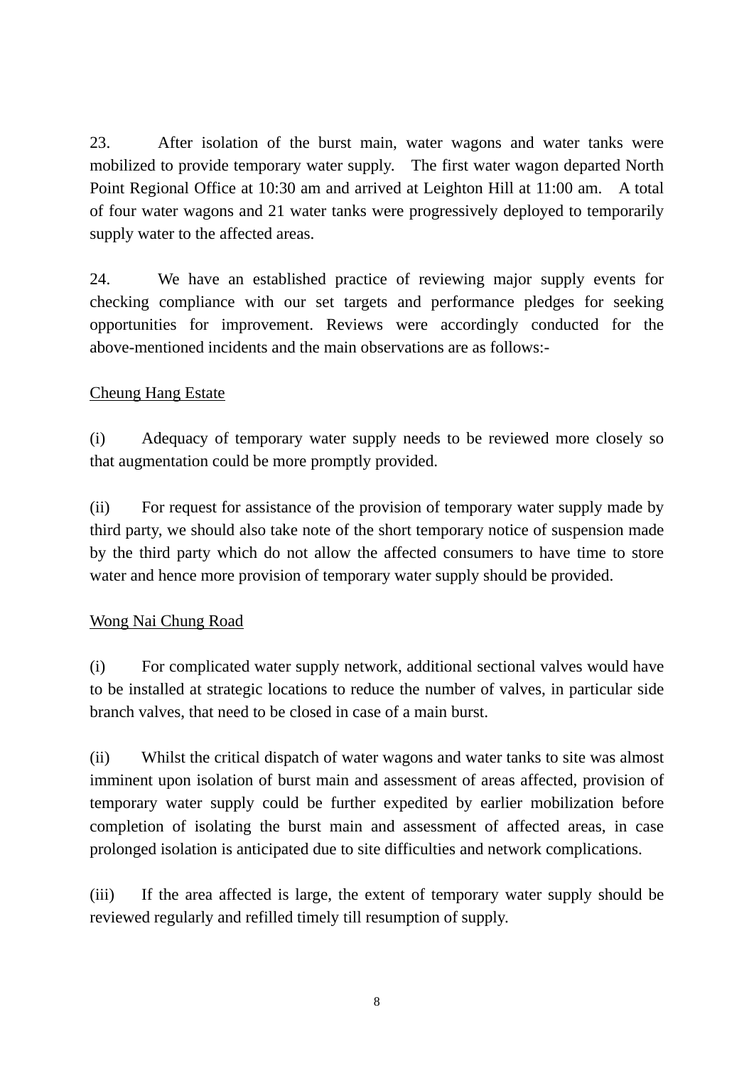23. After isolation of the burst main, water wagons and water tanks were mobilized to provide temporary water supply. The first water wagon departed North Point Regional Office at 10:30 am and arrived at Leighton Hill at 11:00 am. A total of four water wagons and 21 water tanks were progressively deployed to temporarily supply water to the affected areas.

24. We have an established practice of reviewing major supply events for checking compliance with our set targets and performance pledges for seeking opportunities for improvement. Reviews were accordingly conducted for the above-mentioned incidents and the main observations are as follows:-

<u>Cheung Hang Estate</u>

(i) Adequacy of temporary water supply needs to be reviewed more closely so that augmentation could be more promptly provided.

(ii) For request for assistance of the provision of temporary water supply made by third party, we should also take note of the short temporary notice of suspension made by the third party which do not allow the affected consumers to have time to store water and hence more provision of temporary water supply should be provided.

<u>Wong Nai Chung Road</u>

(i) For complicated water supply network, additional sectional valves would have to be installed at strategic locations to reduce the number of valves, in particular side branch valves, that need to be closed in case of a main burst.

(ii) Whilst the critical dispatch of water wagons and water tanks to site was almost imminent upon isolation of burst main and assessment of areas affected, provision of temporary water supply could be further expedited by earlier mobilization before completion of isolating the burst main and assessment of affected areas, in case prolonged isolation is anticipated due to site difficulties and network complications.

(iii) If the area affected is large, the extent of temporary water supply should be reviewed regularly and refilled timely till resumption of supply.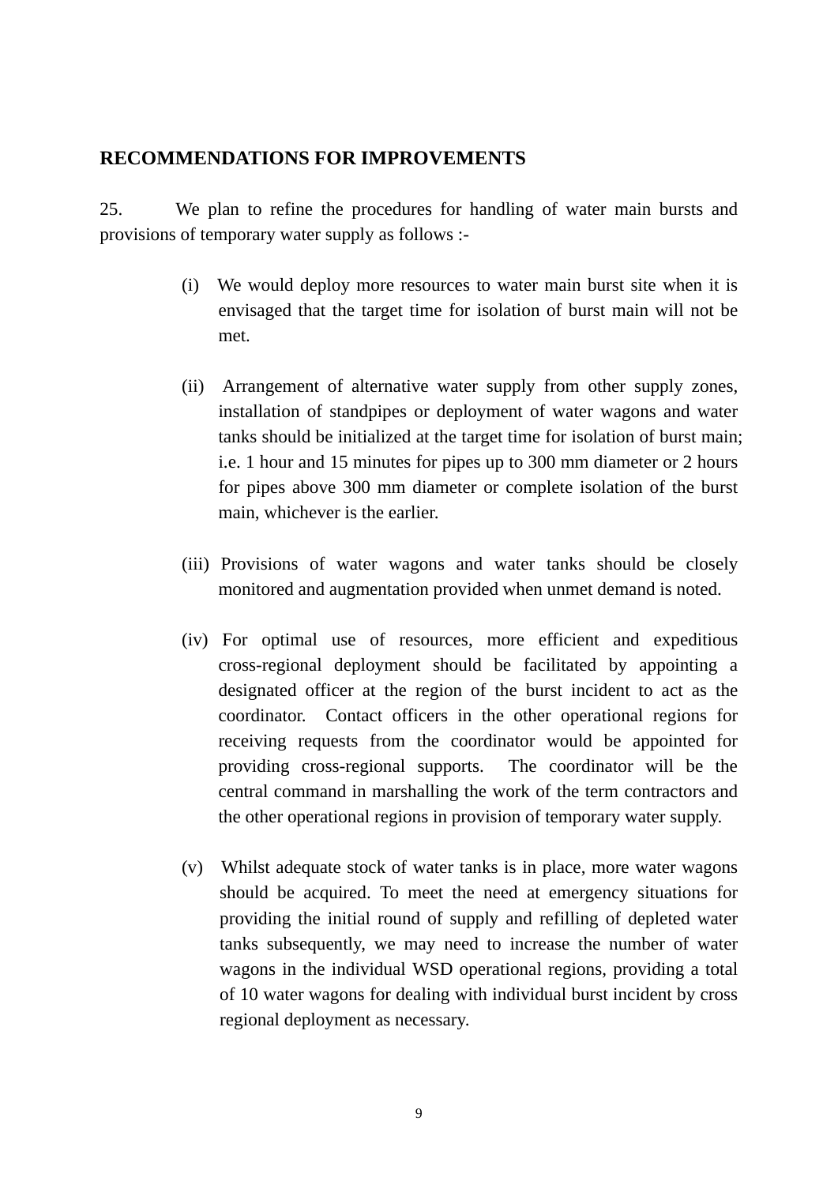## RECOMMENDATIONS FOR IMPROVEMENTS

25. We plan to refine the procedures for handling of water main bursts and provisions of temporary water supply as follows :-

(i) We would deploy more resources to water main burst site when it is envisaged that the target time for isolation of burst main will not be met.

(ii) Arrangement of alternative water supply from other supply zones, installation of standpipes or deployment of water wagons and water tanks should be initialized at the target time for isolation of burst main; i.e. 1 hour and 15 minutes for pipes up to 300 mm diameter or 2 hours for pipes above 300 mm diameter or complete isolation of the burst main, whichever is the earlier.

(iii) Provisions of water wagons and water tanks should be closely monitored and augmentation provided when unmet demand is noted.

(iv) For optimal use of resources, more efficient and expeditious cross-regional deployment should be facilitated by appointing a designated officer at the region of the burst incident to act as the coordinator. Contact officers in the other operational regions for receiving requests from the coordinator would be appointed for providing cross-regional supports. The coordinator will be the central command in marshalling the work of the term contractors and the other operational regions in provision of temporary water supply.

(v) Whilst adequate stock of water tanks is in place, more water wagons should be acquired. To meet the need at emergency situations for providing the initial round of supply and refilling of depleted water tanks subsequently, we may need to increase the number of water wagons in the individual WSD operational regions, providing a total of 10 water wagons for dealing with individual burst incident by cross regional deployment as necessary.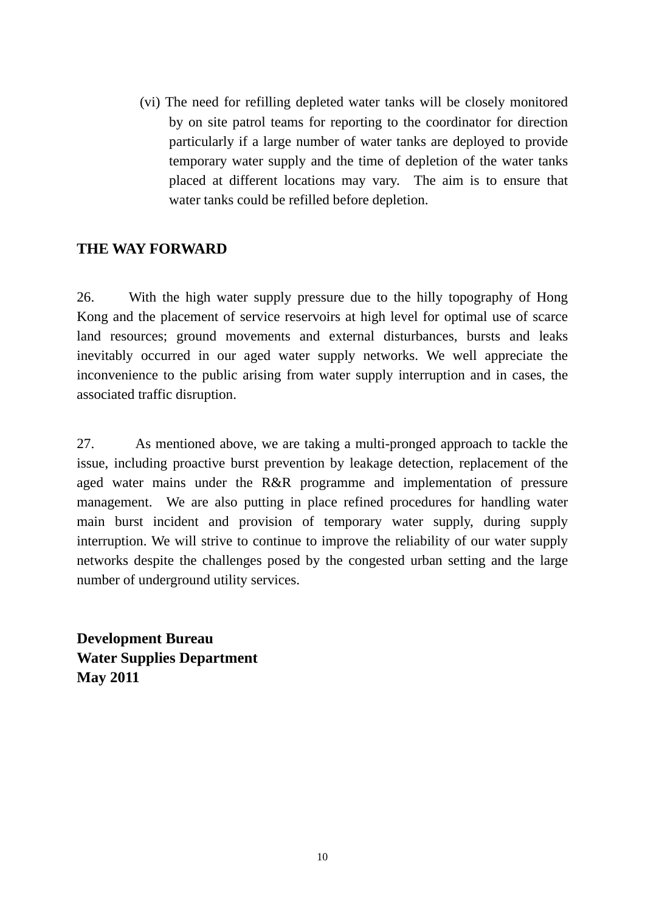(vi) The need for refilling depleted water tanks will be closely monitored by on site patrol teams for reporting to the coordinator for direction particularly if a large number of water tanks are deployed to provide temporary water supply and the time of depletion of the water tanks placed at different locations may vary. The aim is to ensure that water tanks could be refilled before depletion.

## THE WAY FORWARD

26. With the high water supply pressure due to the hilly topography of Hong Kong and the placement of service reservoirs at high level for optimal use of scarce land resources; ground movements and external disturbances, bursts and leaks inevitably occurred in our aged water supply networks. We well appreciate the inconvenience to the public arising from water supply interruption and in cases, the associated traffic disruption.

27. As mentioned above, we are taking a multi-pronged approach to tackle the issue, including proactive burst prevention by leakage detection, replacement of the aged water mains under the R&R programme and implementation of pressure management. We are also putting in place refined procedures for handling water main burst incident and provision of temporary water supply, during supply interruption. We will strive to continue to improve the reliability of our water supply networks despite the challenges posed by the congested urban setting and the large number of underground utility services.

**Development Bureau**
**Water Supplies Department**
**May 2011**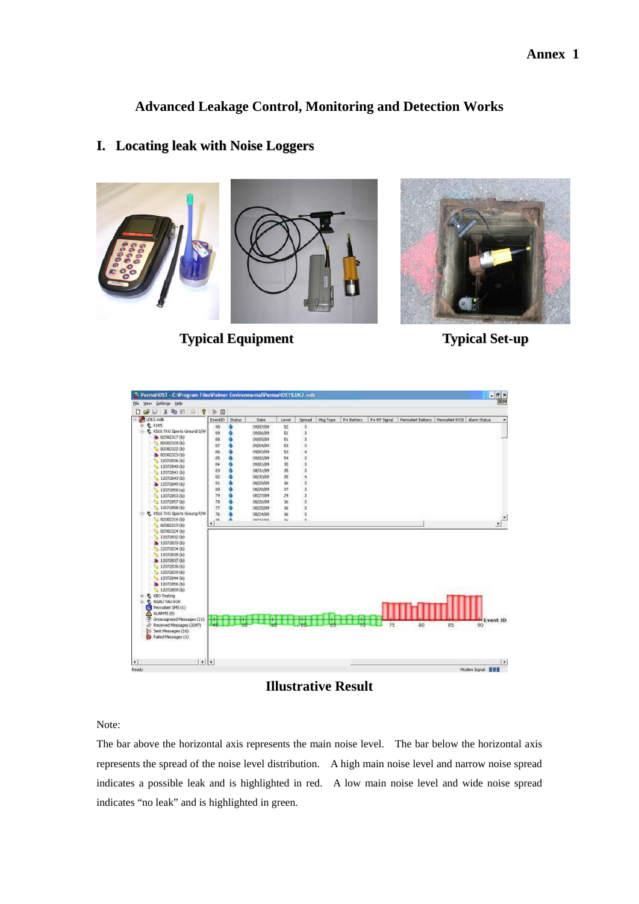Annex 1

# Advanced Leakage Control, Monitoring and Detection Works

## I. Locating leak with Noise Loggers

**Typical Equipment** **Typical Set-up**

**Illustrative Result**

Note:

The bar above the horizontal axis represents the main noise level. The bar below the horizontal axis represents the spread of the noise level distribution. A high main noise level and narrow noise spread indicates a possible leak and is highlighted in red. A low main noise level and wide noise spread indicates "no leak" and is highlighted in green.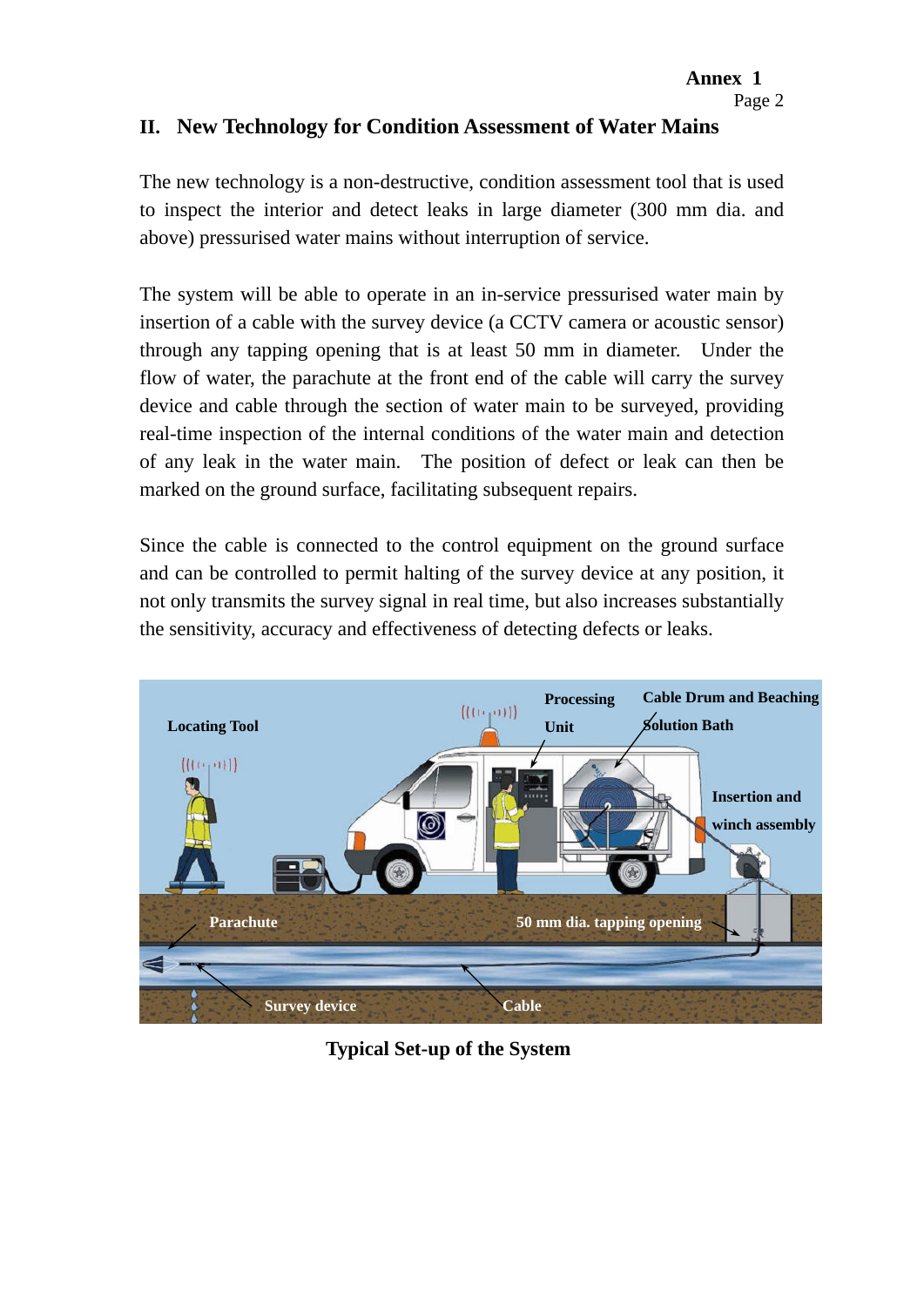## II. New Technology for Condition Assessment of Water Mains

The new technology is a non-destructive, condition assessment tool that is used to inspect the interior and detect leaks in large diameter (300 mm dia. and above) pressurised water mains without interruption of service.

The system will be able to operate in an in-service pressurised water main by insertion of a cable with the survey device (a CCTV camera or acoustic sensor) through any tapping opening that is at least 50 mm in diameter. Under the flow of water, the parachute at the front end of the cable will carry the survey device and cable through the section of water main to be surveyed, providing real-time inspection of the internal conditions of the water main and detection of any leak in the water main. The position of defect or leak can then be marked on the ground surface, facilitating subsequent repairs.

Since the cable is connected to the control equipment on the ground surface and can be controlled to permit halting of the survey device at any position, it not only transmits the survey signal in real time, but also increases substantially the sensitivity, accuracy and effectiveness of detecting defects or leaks.

**Typical Set-up of the System**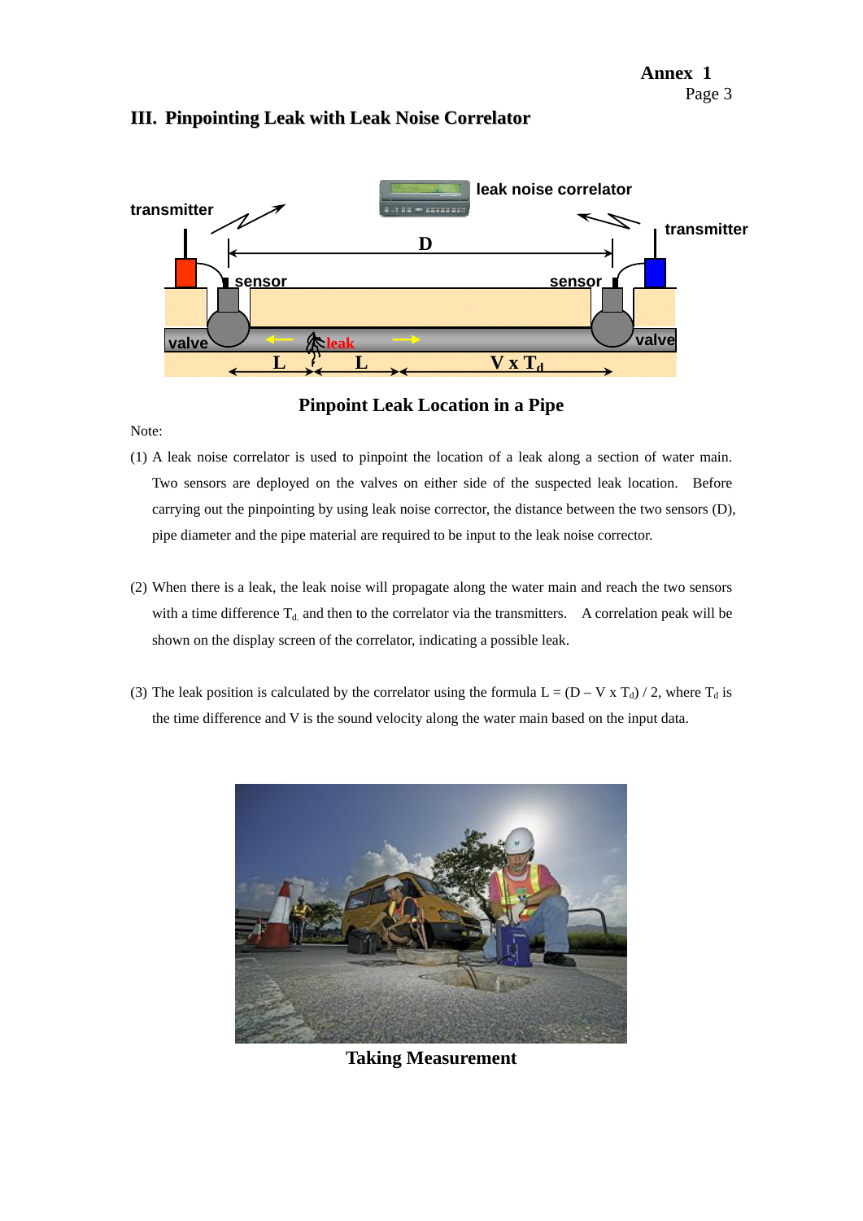Annex 1

## III. Pinpointing Leak with Leak Noise Correlator

Pinpoint Leak Location in a Pipe

Note:

(1) A leak noise correlator is used to pinpoint the location of a leak along a section of water main. Two sensors are deployed on the valves on either side of the suspected leak location. Before carrying out the pinpointing by using leak noise corrector, the distance between the two sensors (D), pipe diameter and the pipe material are required to be input to the leak noise corrector.

(2) When there is a leak, the leak noise will propagate along the water main and reach the two sensors with a time difference $T_d$ and then to the correlator via the transmitters. A correlation peak will be shown on the display screen of the correlator, indicating a possible leak.

(3) The leak position is calculated by the correlator using the formula $L = (D - V \times T_d) / 2$, where $T_d$ is the time difference and V is the sound velocity along the water main based on the input data.

Taking Measurement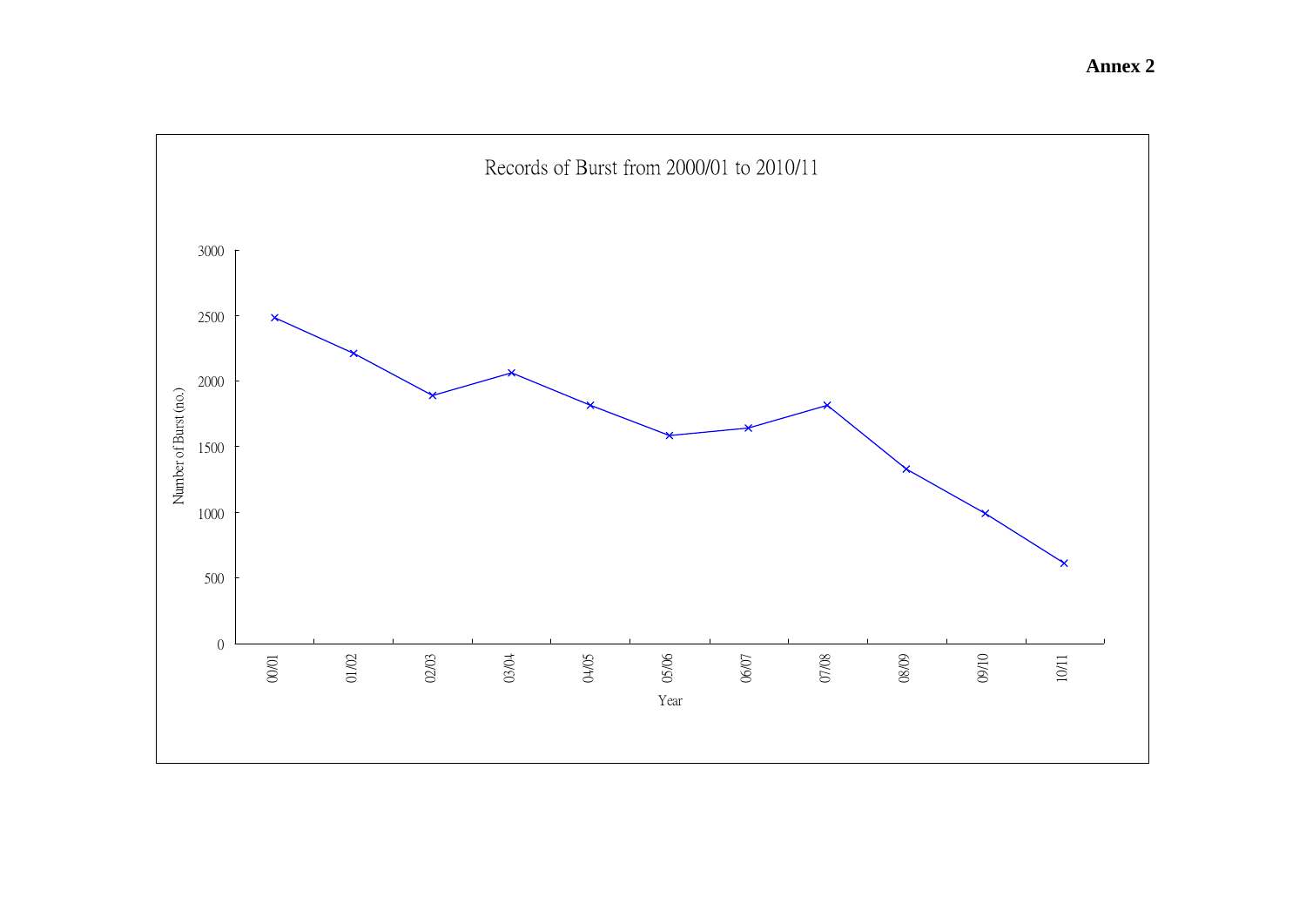**Annex 2**

Records of Burst from 2000/01 to 2010/11

Number of Burst (no.)

3000
2500
2000
1500
1000
500
0

00/01
01/02
02/03
03/04
04/05
05/06
06/07
07/08
08/09
09/10
10/11

Year